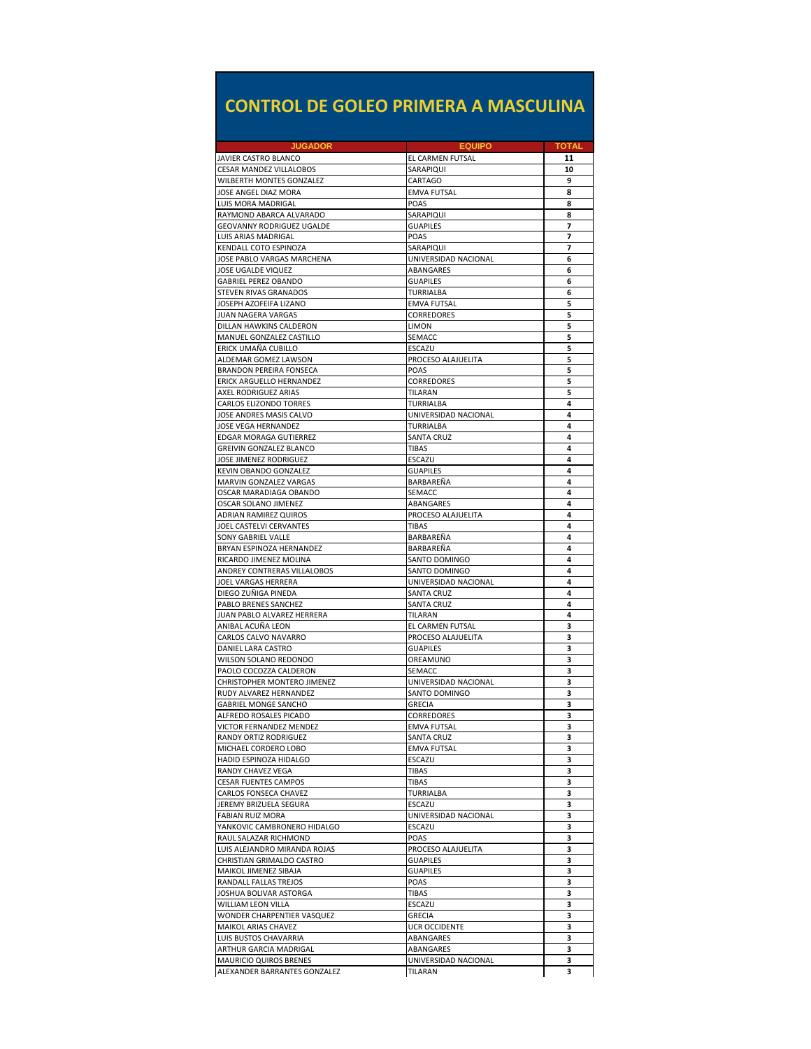# CONTROL DE GOLEO PRIMERA A MASCULINA

| JUGADOR | EQUIPO | TOTAL |
|---|---|---|
| JAVIER CASTRO BLANCO | EL CARMEN FUTSAL | 11 |
| CESAR MANDEZ VILLALOBOS | SARAPIQUI | 10 |
| WILBERTH MONTES GONZALEZ | CARTAGO | 9 |
| JOSE ANGEL DIAZ MORA | EMVA FUTSAL | 8 |
| LUIS MORA MADRIGAL | POAS | 8 |
| RAYMOND ABARCA ALVARADO | SARAPIQUI | 8 |
| GEOVANNY RODRIGUEZ UGALDE | GUAPILES | 7 |
| LUIS ARIAS MADRIGAL | POAS | 7 |
| KENDALL COTO ESPINOZA | SARAPIQUI | 7 |
| JOSE PABLO VARGAS MARCHENA | UNIVERSIDAD NACIONAL | 6 |
| JOSE UGALDE VIQUEZ | ABANGARES | 6 |
| GABRIEL PEREZ OBANDO | GUAPILES | 6 |
| STEVEN RIVAS GRANADOS | TURRIALBA | 6 |
| JOSEPH AZOFEIFA LIZANO | EMVA FUTSAL | 5 |
| JUAN NAGERA VARGAS | CORREDORES | 5 |
| DILLAN HAWKINS CALDERON | LIMON | 5 |
| MANUEL GONZALEZ CASTILLO | SEMACC | 5 |
| ERICK UMAÑA CUBILLO | ESCAZU | 5 |
| ALDEMAR GOMEZ LAWSON | PROCESO ALAJUELITA | 5 |
| BRANDON PEREIRA FONSECA | POAS | 5 |
| ERICK ARGUELLO HERNANDEZ | CORREDORES | 5 |
| AXEL RODRIGUEZ ARIAS | TILARAN | 5 |
| CARLOS ELIZONDO TORRES | TURRIALBA | 4 |
| JOSE ANDRES MASIS CALVO | UNIVERSIDAD NACIONAL | 4 |
| JOSE VEGA HERNANDEZ | TURRIALBA | 4 |
| EDGAR MORAGA GUTIERREZ | SANTA CRUZ | 4 |
| GREIVIN GONZALEZ BLANCO | TIBAS | 4 |
| JOSE JIMENEZ RODRIGUEZ | ESCAZU | 4 |
| KEVIN OBANDO GONZALEZ | GUAPILES | 4 |
| MARVIN GONZALEZ VARGAS | BARBAREÑA | 4 |
| OSCAR MARADIAGA OBANDO | SEMACC | 4 |
| OSCAR SOLANO JIMENEZ | ABANGARES | 4 |
| ADRIAN RAMIREZ QUIROS | PROCESO ALAJUELITA | 4 |
| JOEL CASTELVI CERVANTES | TIBAS | 4 |
| SONY GABRIEL VALLE | BARBAREÑA | 4 |
| BRYAN ESPINOZA HERNANDEZ | BARBAREÑA | 4 |
| RICARDO JIMENEZ MOLINA | SANTO DOMINGO | 4 |
| ANDREY CONTRERAS VILLALOBOS | SANTO DOMINGO | 4 |
| JOEL VARGAS HERRERA | UNIVERSIDAD NACIONAL | 4 |
| DIEGO ZUÑIGA PINEDA | SANTA CRUZ | 4 |
| PABLO BRENES SANCHEZ | SANTA CRUZ | 4 |
| JUAN PABLO ALVAREZ HERRERA | TILARAN | 4 |
| ANIBAL ACUÑA LEON | EL CARMEN FUTSAL | 3 |
| CARLOS CALVO NAVARRO | PROCESO ALAJUELITA | 3 |
| DANIEL LARA CASTRO | GUAPILES | 3 |
| WILSON SOLANO REDONDO | OREAMUNO | 3 |
| PAOLO COCOZZA CALDERON | SEMACC | 3 |
| CHRISTOPHER MONTERO JIMENEZ | UNIVERSIDAD NACIONAL | 3 |
| RUDY ALVAREZ HERNANDEZ | SANTO DOMINGO | 3 |
| GABRIEL MONGE SANCHO | GRECIA | 3 |
| ALFREDO ROSALES PICADO | CORREDORES | 3 |
| VICTOR FERNANDEZ MENDEZ | EMVA FUTSAL | 3 |
| RANDY ORTIZ RODRIGUEZ | SANTA CRUZ | 3 |
| MICHAEL CORDERO LOBO | EMVA FUTSAL | 3 |
| HADID ESPINOZA HIDALGO | ESCAZU | 3 |
| RANDY CHAVEZ VEGA | TIBAS | 3 |
| CESAR FUENTES CAMPOS | TIBAS | 3 |
| CARLOS FONSECA CHAVEZ | TURRIALBA | 3 |
| JEREMY BRIZUELA SEGURA | ESCAZU | 3 |
| FABIAN RUIZ MORA | UNIVERSIDAD NACIONAL | 3 |
| YANKOVIC CAMBRONERO HIDALGO | ESCAZU | 3 |
| RAUL SALAZAR RICHMOND | POAS | 3 |
| LUIS ALEJANDRO MIRANDA ROJAS | PROCESO ALAJUELITA | 3 |
| CHRISTIAN GRIMALDO CASTRO | GUAPILES | 3 |
| MAIKOL JIMENEZ SIBAJA | GUAPILES | 3 |
| RANDALL FALLAS TREJOS | POAS | 3 |
| JOSHUA BOLIVAR ASTORGA | TIBAS | 3 |
| WILLIAM LEON VILLA | ESCAZU | 3 |
| WONDER CHARPENTIER VASQUEZ | GRECIA | 3 |
| MAIKOL ARIAS CHAVEZ | UCR OCCIDENTE | 3 |
| LUIS BUSTOS CHAVARRIA | ABANGARES | 3 |
| ARTHUR GARCIA MADRIGAL | ABANGARES | 3 |
| MAURICIO QUIROS BRENES | UNIVERSIDAD NACIONAL | 3 |
| ALEXANDER BARRANTES GONZALEZ | TILARAN | 3 |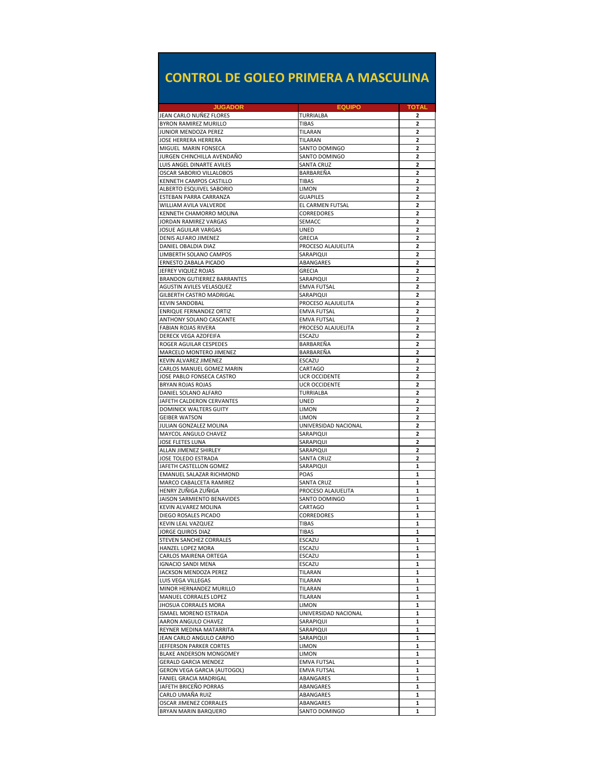# CONTROL DE GOLEO PRIMERA A MASCULINA

| JUGADOR | EQUIPO | TOTAL |
|---|---|---|
| JEAN CARLO NUÑEZ FLORES | TURRIALBA | 2 |
| BYRON RAMIREZ MURILLO | TIBAS | 2 |
| JUNIOR MENDOZA PEREZ | TILARAN | 2 |
| JOSE HERRERA HERRERA | TILARAN | 2 |
| MIGUEL MARIN FONSECA | SANTO DOMINGO | 2 |
| JURGEN CHINCHILLA AVENDAÑO | SANTO DOMINGO | 2 |
| LUIS ANGEL DINARTE AVILES | SANTA CRUZ | 2 |
| OSCAR SABORIO VILLALOBOS | BARBAREÑA | 2 |
| KENNETH CAMPOS CASTILLO | TIBAS | 2 |
| ALBERTO ESQUIVEL SABORIO | LIMON | 2 |
| ESTEBAN PARRA CARRANZA | GUAPILES | 2 |
| WILLIAM AVILA VALVERDE | EL CARMEN FUTSAL | 2 |
| KENNETH CHAMORRO MOLINA | CORREDORES | 2 |
| JORDAN RAMIREZ VARGAS | SEMACC | 2 |
| JOSUE AGUILAR VARGAS | UNED | 2 |
| DENIS ALFARO JIMENEZ | GRECIA | 2 |
| DANIEL OBALDIA DIAZ | PROCESO ALAJUELITA | 2 |
| LIMBERTH SOLANO CAMPOS | SARAPIQUI | 2 |
| ERNESTO ZABALA PICADO | ABANGARES | 2 |
| JEFREY VIQUEZ ROJAS | GRECIA | 2 |
| BRANDON GUTIERREZ BARRANTES | SARAPIQUI | 2 |
| AGUSTIN AVILES VELASQUEZ | EMVA FUTSAL | 2 |
| GILBERTH CASTRO MADRIGAL | SARAPIQUI | 2 |
| KEVIN SANDOBAL | PROCESO ALAJUELITA | 2 |
| ENRIQUE FERNANDEZ ORTIZ | EMVA FUTSAL | 2 |
| ANTHONY SOLANO CASCANTE | EMVA FUTSAL | 2 |
| FABIAN ROJAS RIVERA | PROCESO ALAJUELITA | 2 |
| DERECK VEGA AZOFEIFA | ESCAZU | 2 |
| ROGER AGUILAR CESPEDES | BARBAREÑA | 2 |
| MARCELO MONTERO JIMENEZ | BARBAREÑA | 2 |
| KEVIN ALVAREZ JIMENEZ | ESCAZU | 2 |
| CARLOS MANUEL GOMEZ MARIN | CARTAGO | 2 |
| JOSE PABLO FONSECA CASTRO | UCR OCCIDENTE | 2 |
| BRYAN ROJAS ROJAS | UCR OCCIDENTE | 2 |
| DANIEL SOLANO ALFARO | TURRIALBA | 2 |
| JAFETH CALDERON CERVANTES | UNED | 2 |
| DOMINICK WALTERS GUITY | LIMON | 2 |
| GEIBER WATSON | LIMON | 2 |
| JULIAN GONZALEZ MOLINA | UNIVERSIDAD NACIONAL | 2 |
| MAYCOL ANGULO CHAVEZ | SARAPIQUI | 2 |
| JOSE FLETES LUNA | SARAPIQUI | 2 |
| ALLAN JIMENEZ SHIRLEY | SARAPIQUI | 2 |
| JOSE TOLEDO ESTRADA | SANTA CRUZ | 2 |
| JAFETH CASTELLON GOMEZ | SARAPIQUI | 1 |
| EMANUEL SALAZAR RICHMOND | POAS | 1 |
| MARCO CABALCETA RAMIREZ | SANTA CRUZ | 1 |
| HENRY ZUÑIGA ZUÑIGA | PROCESO ALAJUELITA | 1 |
| JAISON SARMIENTO BENAVIDES | SANTO DOMINGO | 1 |
| KEVIN ALVAREZ MOLINA | CARTAGO | 1 |
| DIEGO ROSALES PICADO | CORREDORES | 1 |
| KEVIN LEAL VAZQUEZ | TIBAS | 1 |
| JORGE QUIROS DIAZ | TIBAS | 1 |
| STEVEN SANCHEZ CORRALES | ESCAZU | 1 |
| HANZEL LOPEZ MORA | ESCAZU | 1 |
| CARLOS MAIRENA ORTEGA | ESCAZU | 1 |
| IGNACIO SANDI MENA | ESCAZU | 1 |
| JACKSON MENDOZA PEREZ | TILARAN | 1 |
| LUIS VEGA VILLEGAS | TILARAN | 1 |
| MINOR HERNANDEZ MURILLO | TILARAN | 1 |
| MANUEL CORRALES LOPEZ | TILARAN | 1 |
| JHOSUA CORRALES MORA | LIMON | 1 |
| ISMAEL MORENO ESTRADA | UNIVERSIDAD NACIONAL | 1 |
| AARON ANGULO CHAVEZ | SARAPIQUI | 1 |
| REYNER MEDINA MATARRITA | SARAPIQUI | 1 |
| JEAN CARLO ANGULO CARPIO | SARAPIQUI | 1 |
| JEFFERSON PARKER CORTES | LIMON | 1 |
| BLAKE ANDERSON MONGOMEY | LIMON | 1 |
| GERALD GARCIA MENDEZ | EMVA FUTSAL | 1 |
| GERON VEGA GARCIA (AUTOGOL) | EMVA FUTSAL | 1 |
| FANIEL GRACIA MADRIGAL | ABANGARES | 1 |
| JAFETH BRICEÑO PORRAS | ABANGARES | 1 |
| CARLO UMAÑA RUIZ | ABANGARES | 1 |
| OSCAR JIMENEZ CORRALES | ABANGARES | 1 |
| BRYAN MARIN BARQUERO | SANTO DOMINGO | 1 |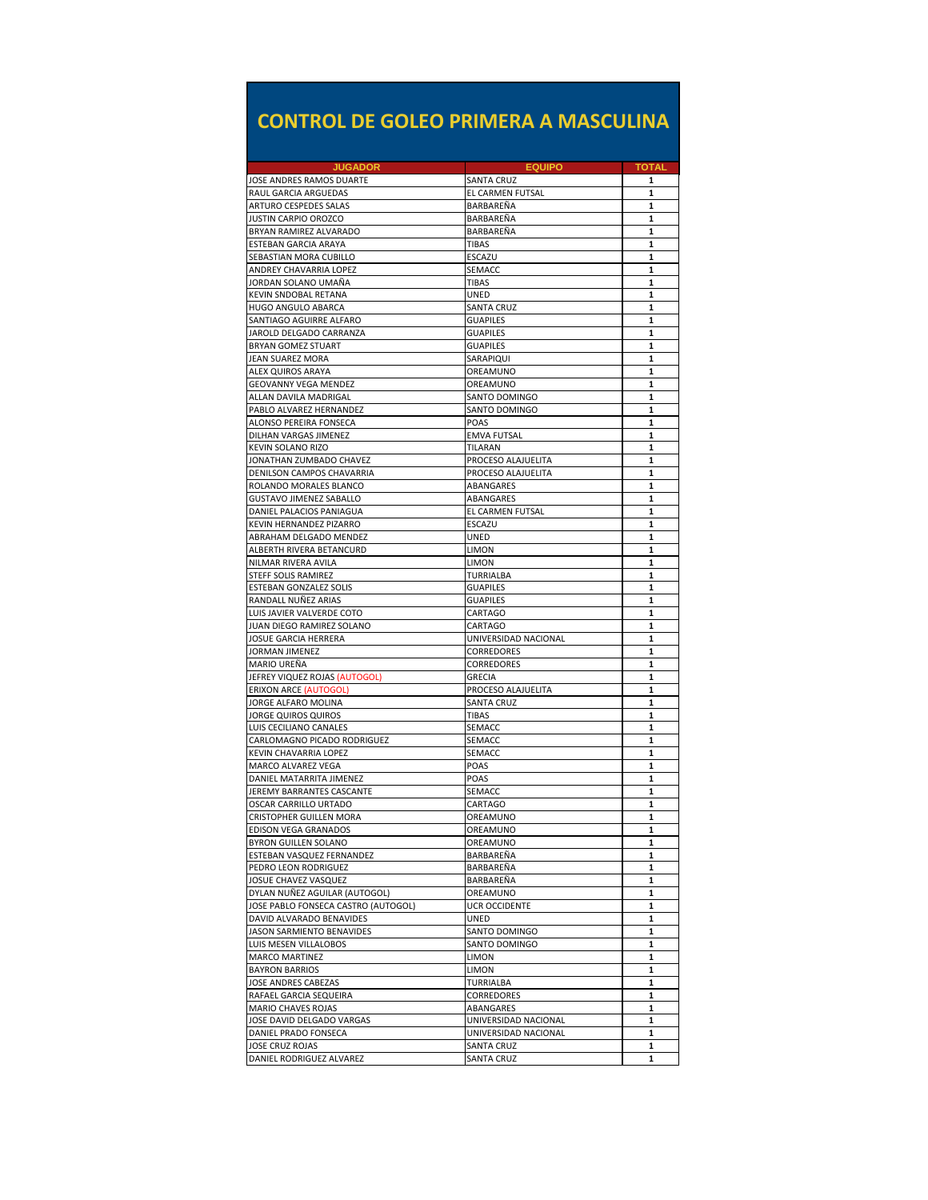# CONTROL DE GOLEO PRIMERA A MASCULINA

| JUGADOR | EQUIPO | TOTAL |
|---|---|---|
| JOSE ANDRES RAMOS DUARTE | SANTA CRUZ | 1 |
| RAUL GARCIA ARGUEDAS | EL CARMEN FUTSAL | 1 |
| ARTURO CESPEDES SALAS | BARBAREÑA | 1 |
| JUSTIN CARPIO OROZCO | BARBAREÑA | 1 |
| BRYAN RAMIREZ ALVARADO | BARBAREÑA | 1 |
| ESTEBAN GARCIA ARAYA | TIBAS | 1 |
| SEBASTIAN MORA CUBILLO | ESCAZU | 1 |
| ANDREY CHAVARRIA LOPEZ | SEMACC | 1 |
| JORDAN SOLANO UMAÑA | TIBAS | 1 |
| KEVIN SNDOBAL RETANA | UNED | 1 |
| HUGO ANGULO ABARCA | SANTA CRUZ | 1 |
| SANTIAGO AGUIRRE ALFARO | GUAPILES | 1 |
| JAROLD DELGADO CARRANZA | GUAPILES | 1 |
| BRYAN GOMEZ STUART | GUAPILES | 1 |
| JEAN SUAREZ MORA | SARAPIQUI | 1 |
| ALEX QUIROS ARAYA | OREAMUNO | 1 |
| GEOVANNY VEGA MENDEZ | OREAMUNO | 1 |
| ALLAN DAVILA MADRIGAL | SANTO DOMINGO | 1 |
| PABLO ALVAREZ HERNANDEZ | SANTO DOMINGO | 1 |
| ALONSO PEREIRA FONSECA | POAS | 1 |
| DILHAN VARGAS JIMENEZ | EMVA FUTSAL | 1 |
| KEVIN SOLANO RIZO | TILARAN | 1 |
| JONATHAN ZUMBADO CHAVEZ | PROCESO ALAJUELITA | 1 |
| DENILSON CAMPOS CHAVARRIA | PROCESO ALAJUELITA | 1 |
| ROLANDO MORALES BLANCO | ABANGARES | 1 |
| GUSTAVO JIMENEZ SABALLO | ABANGARES | 1 |
| DANIEL PALACIOS PANIAGUA | EL CARMEN FUTSAL | 1 |
| KEVIN HERNANDEZ PIZARRO | ESCAZU | 1 |
| ABRAHAM DELGADO MENDEZ | UNED | 1 |
| ALBERTH RIVERA BETANCURD | LIMON | 1 |
| NILMAR RIVERA AVILA | LIMON | 1 |
| STEFF SOLIS RAMIREZ | TURRIALBA | 1 |
| ESTEBAN GONZALEZ SOLIS | GUAPILES | 1 |
| RANDALL NUÑEZ ARIAS | GUAPILES | 1 |
| LUIS JAVIER VALVERDE COTO | CARTAGO | 1 |
| JUAN DIEGO RAMIREZ SOLANO | CARTAGO | 1 |
| JOSUE GARCIA HERRERA | UNIVERSIDAD NACIONAL | 1 |
| JORMAN JIMENEZ | CORREDORES | 1 |
| MARIO UREÑA | CORREDORES | 1 |
| JEFREY VIQUEZ ROJAS (AUTOGOL) | GRECIA | 1 |
| ERIXON ARCE (AUTOGOL) | PROCESO ALAJUELITA | 1 |
| JORGE ALFARO MOLINA | SANTA CRUZ | 1 |
| JORGE QUIROS QUIROS | TIBAS | 1 |
| LUIS CECILIANO CANALES | SEMACC | 1 |
| CARLOMAGNO PICADO RODRIGUEZ | SEMACC | 1 |
| KEVIN CHAVARRIA LOPEZ | SEMACC | 1 |
| MARCO ALVAREZ VEGA | POAS | 1 |
| DANIEL MATARRITA JIMENEZ | POAS | 1 |
| JEREMY BARRANTES CASCANTE | SEMACC | 1 |
| OSCAR CARRILLO URTADO | CARTAGO | 1 |
| CRISTOPHER GUILLEN MORA | OREAMUNO | 1 |
| EDISON VEGA GRANADOS | OREAMUNO | 1 |
| BYRON GUILLEN SOLANO | OREAMUNO | 1 |
| ESTEBAN VASQUEZ FERNANDEZ | BARBAREÑA | 1 |
| PEDRO LEON RODRIGUEZ | BARBAREÑA | 1 |
| JOSUE CHAVEZ VASQUEZ | BARBAREÑA | 1 |
| DYLAN NUÑEZ AGUILAR (AUTOGOL) | OREAMUNO | 1 |
| JOSE PABLO FONSECA CASTRO (AUTOGOL) | UCR OCCIDENTE | 1 |
| DAVID ALVARADO BENAVIDES | UNED | 1 |
| JASON SARMIENTO BENAVIDES | SANTO DOMINGO | 1 |
| LUIS MESEN VILLALOBOS | SANTO DOMINGO | 1 |
| MARCO MARTINEZ | LIMON | 1 |
| BAYRON BARRIOS | LIMON | 1 |
| JOSE ANDRES CABEZAS | TURRIALBA | 1 |
| RAFAEL GARCIA SEQUEIRA | CORREDORES | 1 |
| MARIO CHAVES ROJAS | ABANGARES | 1 |
| JOSE DAVID DELGADO VARGAS | UNIVERSIDAD NACIONAL | 1 |
| DANIEL PRADO FONSECA | UNIVERSIDAD NACIONAL | 1 |
| JOSE CRUZ ROJAS | SANTA CRUZ | 1 |
| DANIEL RODRIGUEZ ALVAREZ | SANTA CRUZ | 1 |